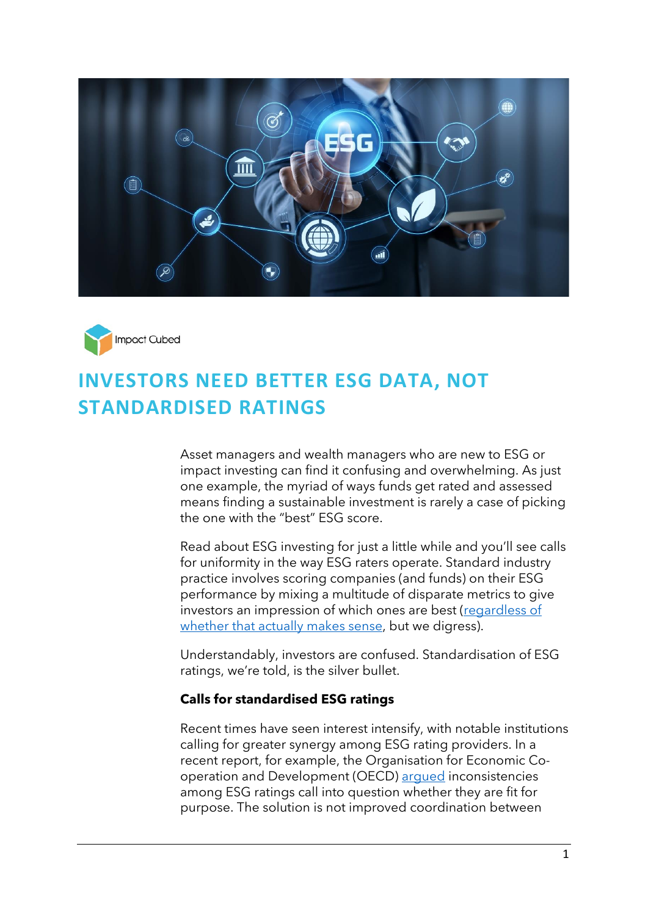Impact Cubed

# INVESTORS NEED BETTER ESG DATA, NOT STANDARDISED RATINGS

Asset managers and wealth managers who are new to ESG or impact investing can find it confusing and overwhelming. As just one example, the myriad of ways funds get rated and assessed means finding a sustainable investment is rarely a case of picking the one with the "best" ESG score.

Read about ESG investing for just a little while and you'll see calls for uniformity in the way ESG raters operate. Standard industry practice involves scoring companies (and funds) on their ESG performance by mixing a multitude of disparate metrics to give investors an impression of which ones are best (regardless of whether that actually makes sense, but we digress).

Understandably, investors are confused. Standardisation of ESG ratings, we're told, is the silver bullet.

**Calls for standardised ESG ratings**

Recent times have seen interest intensify, with notable institutions calling for greater synergy among ESG rating providers. In a recent report, for example, the Organisation for Economic Co-operation and Development (OECD) argued inconsistencies among ESG ratings call into question whether they are fit for purpose. The solution is not improved coordination between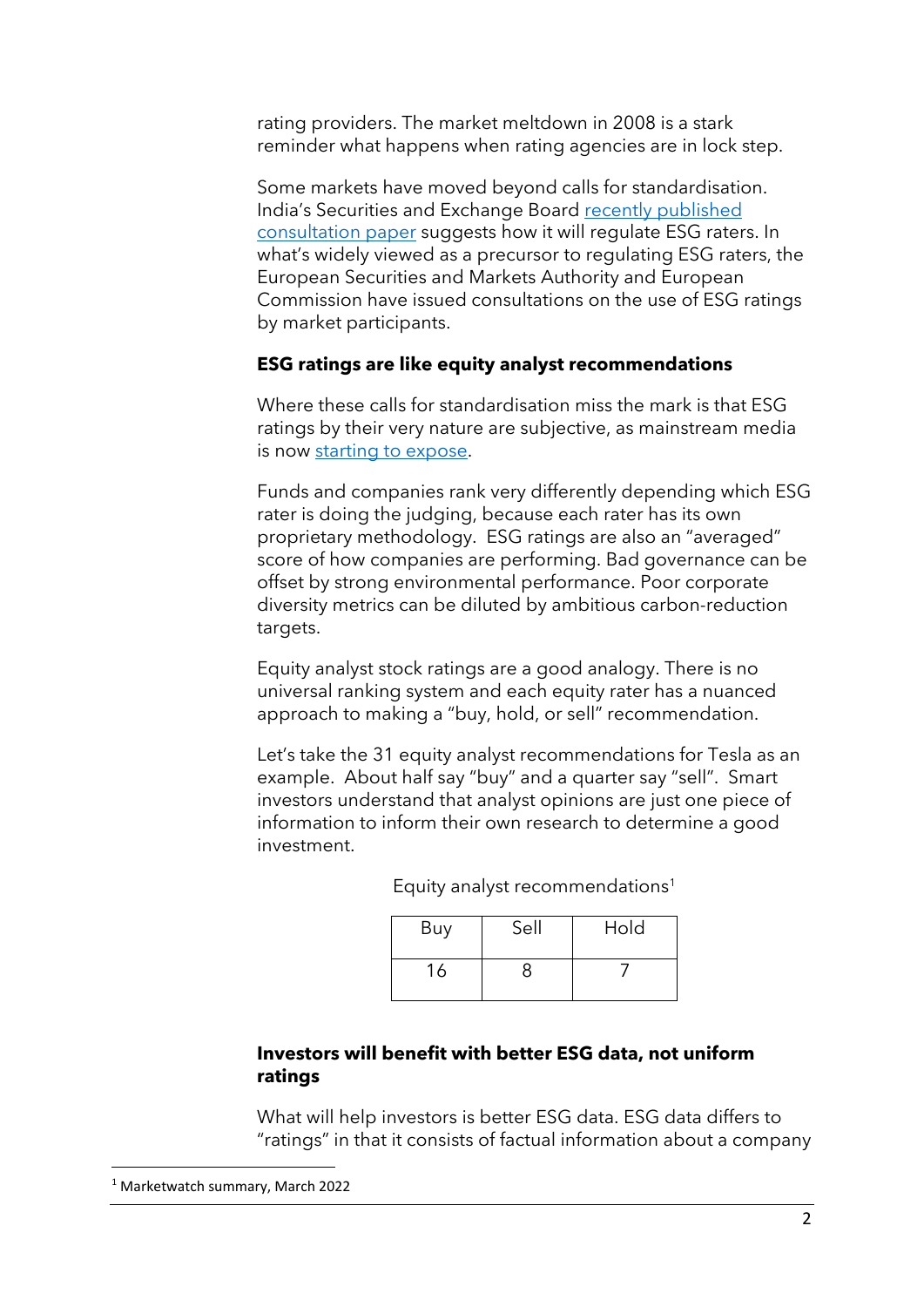rating providers. The market meltdown in 2008 is a stark reminder what happens when rating agencies are in lock step.

Some markets have moved beyond calls for standardisation. India's Securities and Exchange Board recently published consultation paper suggests how it will regulate ESG raters. In what's widely viewed as a precursor to regulating ESG raters, the European Securities and Markets Authority and European Commission have issued consultations on the use of ESG ratings by market participants.

**ESG ratings are like equity analyst recommendations**

Where these calls for standardisation miss the mark is that ESG ratings by their very nature are subjective, as mainstream media is now starting to expose.

Funds and companies rank very differently depending which ESG rater is doing the judging, because each rater has its own proprietary methodology. ESG ratings are also an "averaged" score of how companies are performing. Bad governance can be offset by strong environmental performance. Poor corporate diversity metrics can be diluted by ambitious carbon-reduction targets.

Equity analyst stock ratings are a good analogy. There is no universal ranking system and each equity rater has a nuanced approach to making a "buy, hold, or sell" recommendation.

Let's take the 31 equity analyst recommendations for Tesla as an example. About half say "buy" and a quarter say "sell". Smart investors understand that analyst opinions are just one piece of information to inform their own research to determine a good investment.

Equity analyst recommendations[1]

| Buy | Sell | Hold |
|---|---|---|
| 16 | 8 | 7 |

**Investors will benefit with better ESG data, not uniform ratings**

What will help investors is better ESG data. ESG data differs to "ratings" in that it consists of factual information about a company

[1] Marketwatch summary, March 2022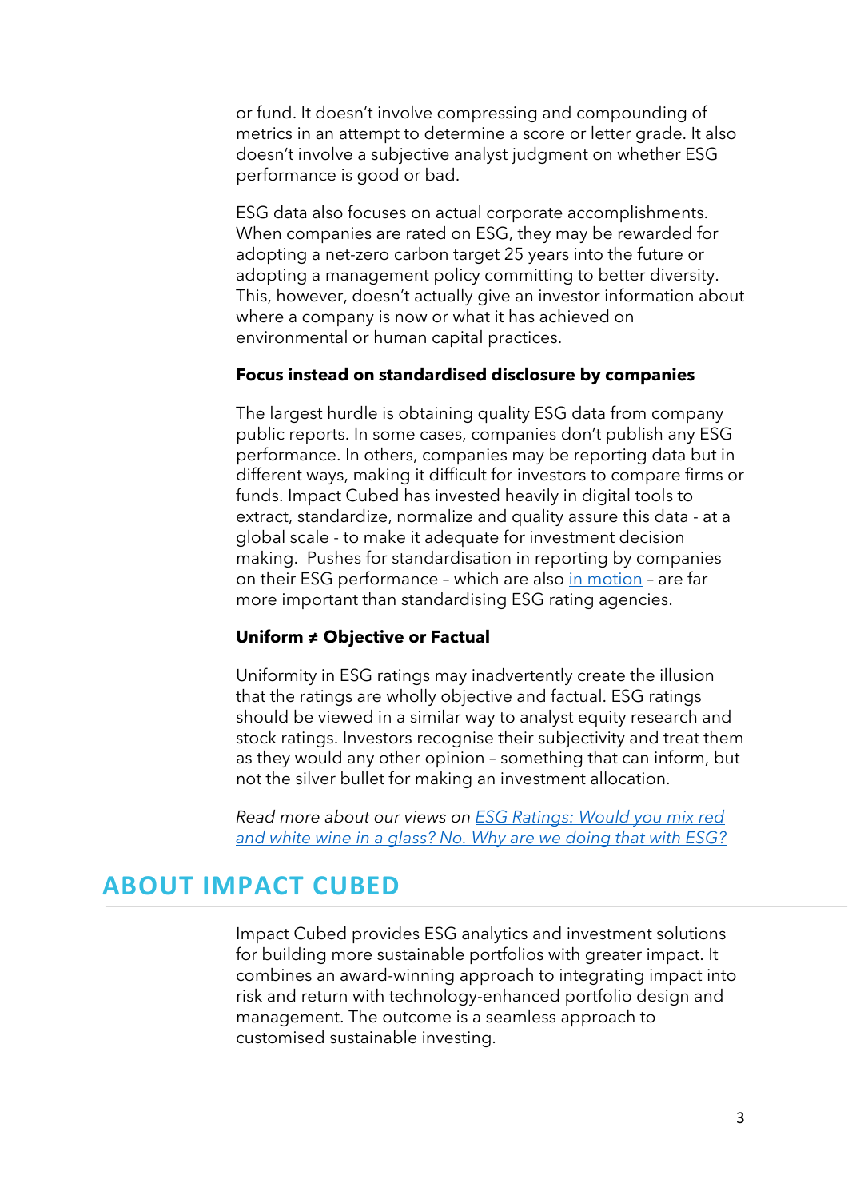or fund. It doesn't involve compressing and compounding of metrics in an attempt to determine a score or letter grade. It also doesn't involve a subjective analyst judgment on whether ESG performance is good or bad.

ESG data also focuses on actual corporate accomplishments. When companies are rated on ESG, they may be rewarded for adopting a net-zero carbon target 25 years into the future or adopting a management policy committing to better diversity. This, however, doesn't actually give an investor information about where a company is now or what it has achieved on environmental or human capital practices.

**Focus instead on standardised disclosure by companies**

The largest hurdle is obtaining quality ESG data from company public reports. In some cases, companies don't publish any ESG performance. In others, companies may be reporting data but in different ways, making it difficult for investors to compare firms or funds. Impact Cubed has invested heavily in digital tools to extract, standardize, normalize and quality assure this data - at a global scale - to make it adequate for investment decision making. Pushes for standardisation in reporting by companies on their ESG performance – which are also [in motion] – are far more important than standardising ESG rating agencies.

**Uniform ≠ Objective or Factual**

Uniformity in ESG ratings may inadvertently create the illusion that the ratings are wholly objective and factual. ESG ratings should be viewed in a similar way to analyst equity research and stock ratings. Investors recognise their subjectivity and treat them as they would any other opinion – something that can inform, but not the silver bullet for making an investment allocation.

*Read more about our views on [ESG Ratings: Would you mix red and white wine in a glass? No. Why are we doing that with ESG?]*

## ABOUT IMPACT CUBED

Impact Cubed provides ESG analytics and investment solutions for building more sustainable portfolios with greater impact. It combines an award-winning approach to integrating impact into risk and return with technology-enhanced portfolio design and management. The outcome is a seamless approach to customised sustainable investing.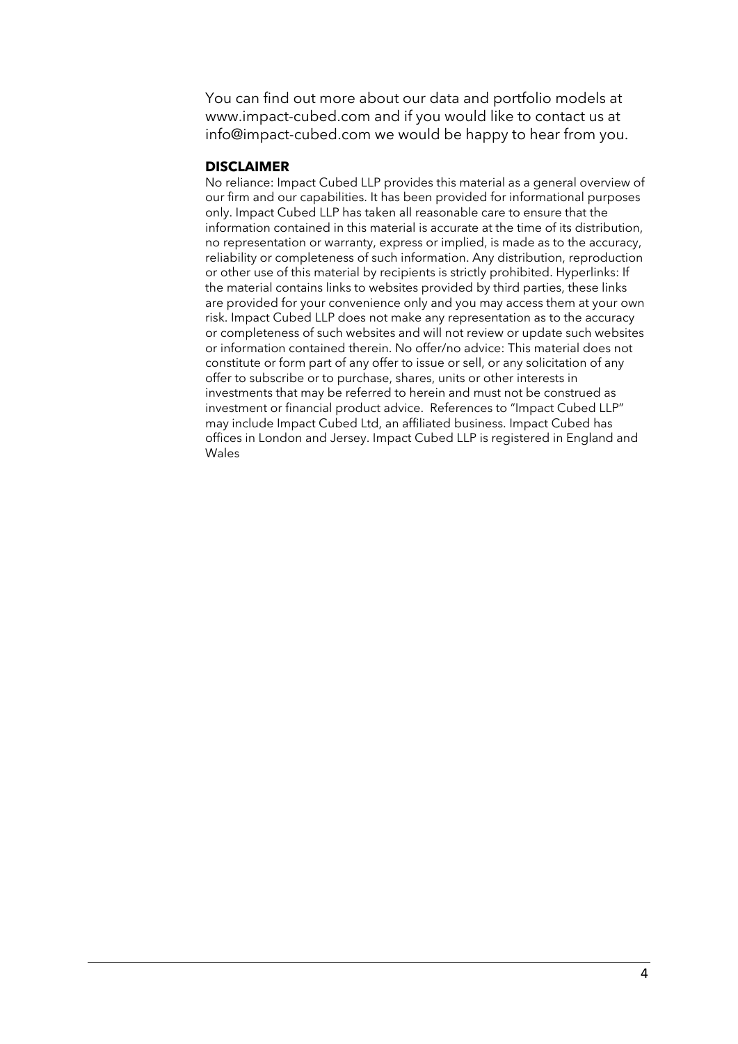You can find out more about our data and portfolio models at www.impact-cubed.com and if you would like to contact us at info@impact-cubed.com we would be happy to hear from you.

**DISCLAIMER**

No reliance: Impact Cubed LLP provides this material as a general overview of our firm and our capabilities. It has been provided for informational purposes only. Impact Cubed LLP has taken all reasonable care to ensure that the information contained in this material is accurate at the time of its distribution, no representation or warranty, express or implied, is made as to the accuracy, reliability or completeness of such information. Any distribution, reproduction or other use of this material by recipients is strictly prohibited. Hyperlinks: If the material contains links to websites provided by third parties, these links are provided for your convenience only and you may access them at your own risk. Impact Cubed LLP does not make any representation as to the accuracy or completeness of such websites and will not review or update such websites or information contained therein. No offer/no advice: This material does not constitute or form part of any offer to issue or sell, or any solicitation of any offer to subscribe or to purchase, shares, units or other interests in investments that may be referred to herein and must not be construed as investment or financial product advice. References to "Impact Cubed LLP" may include Impact Cubed Ltd, an affiliated business. Impact Cubed has offices in London and Jersey. Impact Cubed LLP is registered in England and Wales